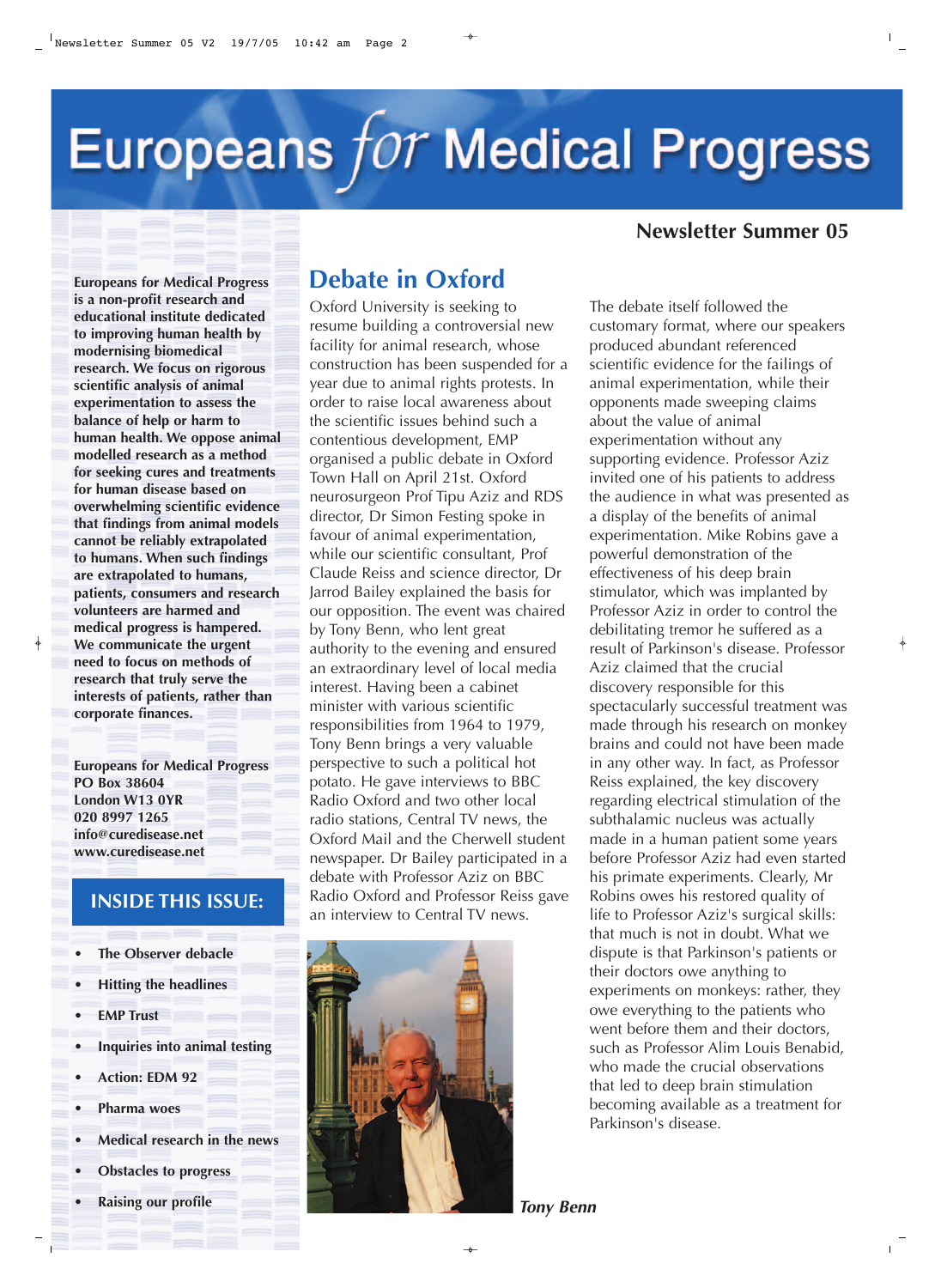# Europeans *for* Medical Progress

## Newsletter Summer 05

**Europeans for Medical Progress is a non-profit research and educational institute dedicated to improving human health by modernising biomedical research. We focus on rigorous scientific analysis of animal experimentation to assess the balance of help or harm to human health. We oppose animal modelled research as a method for seeking cures and treatments for human disease based on overwhelming scientific evidence that findings from animal models cannot be reliably extrapolated to humans. When such findings are extrapolated to humans, patients, consumers and research volunteers are harmed and medical progress is hampered. We communicate the urgent need to focus on methods of research that truly serve the interests of patients, rather than corporate finances.**

**Europeans for Medical Progress**
**PO Box 38604**
**London W13 0YR**
**020 8997 1265**
**info@curedisease.net**
**www.curedisease.net**

### INSIDE THIS ISSUE:

- **The Observer debacle**
- **Hitting the headlines**
- **EMP Trust**
- **Inquiries into animal testing**
- **Action: EDM 92**
- **Pharma woes**
- **Medical research in the news**
- **Obstacles to progress**
- **Raising our profile**

## Debate in Oxford

Oxford University is seeking to resume building a controversial new facility for animal research, whose construction has been suspended for a year due to animal rights protests. In order to raise local awareness about the scientific issues behind such a contentious development, EMP organised a public debate in Oxford Town Hall on April 21st. Oxford neurosurgeon Prof Tipu Aziz and RDS director, Dr Simon Festing spoke in favour of animal experimentation, while our scientific consultant, Prof Claude Reiss and science director, Dr Jarrod Bailey explained the basis for our opposition. The event was chaired by Tony Benn, who lent great authority to the evening and ensured an extraordinary level of local media interest. Having been a cabinet minister with various scientific responsibilities from 1964 to 1979, Tony Benn brings a very valuable perspective to such a political hot potato. He gave interviews to BBC Radio Oxford and two other local radio stations, Central TV news, the Oxford Mail and the Cherwell student newspaper. Dr Bailey participated in a debate with Professor Aziz on BBC Radio Oxford and Professor Reiss gave an interview to Central TV news.

*Tony Benn*

The debate itself followed the customary format, where our speakers produced abundant referenced scientific evidence for the failings of animal experimentation, while their opponents made sweeping claims about the value of animal experimentation without any supporting evidence. Professor Aziz invited one of his patients to address the audience in what was presented as a display of the benefits of animal experimentation. Mike Robins gave a powerful demonstration of the effectiveness of his deep brain stimulator, which was implanted by Professor Aziz in order to control the debilitating tremor he suffered as a result of Parkinson's disease. Professor Aziz claimed that the crucial discovery responsible for this spectacularly successful treatment was made through his research on monkey brains and could not have been made in any other way. In fact, as Professor Reiss explained, the key discovery regarding electrical stimulation of the subthalamic nucleus was actually made in a human patient some years before Professor Aziz had even started his primate experiments. Clearly, Mr Robins owes his restored quality of life to Professor Aziz's surgical skills: that much is not in doubt. What we dispute is that Parkinson's patients or their doctors owe anything to experiments on monkeys: rather, they owe everything to the patients who went before them and their doctors, such as Professor Alim Louis Benabid, who made the crucial observations that led to deep brain stimulation becoming available as a treatment for Parkinson's disease.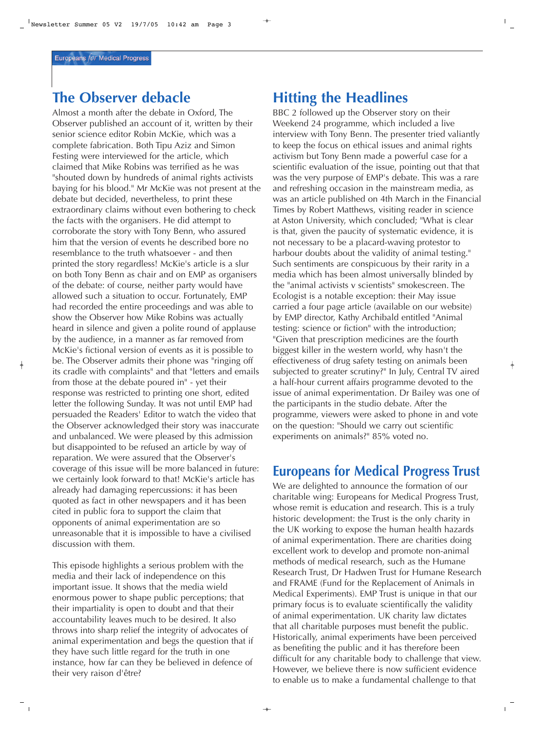## The Observer debacle

Almost a month after the debate in Oxford, The Observer published an account of it, written by their senior science editor Robin McKie, which was a complete fabrication. Both Tipu Aziz and Simon Festing were interviewed for the article, which claimed that Mike Robins was terrified as he was "shouted down by hundreds of animal rights activists baying for his blood." Mr McKie was not present at the debate but decided, nevertheless, to print these extraordinary claims without even bothering to check the facts with the organisers. He did attempt to corroborate the story with Tony Benn, who assured him that the version of events he described bore no resemblance to the truth whatsoever - and then printed the story regardless! McKie's article is a slur on both Tony Benn as chair and on EMP as organisers of the debate: of course, neither party would have allowed such a situation to occur. Fortunately, EMP had recorded the entire proceedings and was able to show the Observer how Mike Robins was actually heard in silence and given a polite round of applause by the audience, in a manner as far removed from McKie's fictional version of events as it is possible to be. The Observer admits their phone was "ringing off its cradle with complaints" and that "letters and emails from those at the debate poured in" - yet their response was restricted to printing one short, edited letter the following Sunday. It was not until EMP had persuaded the Readers' Editor to watch the video that the Observer acknowledged their story was inaccurate and unbalanced. We were pleased by this admission but disappointed to be refused an article by way of reparation. We were assured that the Observer's coverage of this issue will be more balanced in future: we certainly look forward to that! McKie's article has already had damaging repercussions: it has been quoted as fact in other newspapers and it has been cited in public fora to support the claim that opponents of animal experimentation are so unreasonable that it is impossible to have a civilised discussion with them.

This episode highlights a serious problem with the media and their lack of independence on this important issue. It shows that the media wield enormous power to shape public perceptions; that their impartiality is open to doubt and that their accountability leaves much to be desired. It also throws into sharp relief the integrity of advocates of animal experimentation and begs the question that if they have such little regard for the truth in one instance, how far can they be believed in defence of their very raison d'être?

## Hitting the Headlines

BBC 2 followed up the Observer story on their Weekend 24 programme, which included a live interview with Tony Benn. The presenter tried valiantly to keep the focus on ethical issues and animal rights activism but Tony Benn made a powerful case for a scientific evaluation of the issue, pointing out that that was the very purpose of EMP's debate. This was a rare and refreshing occasion in the mainstream media, as was an article published on 4th March in the Financial Times by Robert Matthews, visiting reader in science at Aston University, which concluded; "What is clear is that, given the paucity of systematic evidence, it is not necessary to be a placard-waving protestor to harbour doubts about the validity of animal testing." Such sentiments are conspicuous by their rarity in a media which has been almost universally blinded by the "animal activists v scientists" smokescreen. The Ecologist is a notable exception: their May issue carried a four page article (available on our website) by EMP director, Kathy Archibald entitled "Animal testing: science or fiction" with the introduction; "Given that prescription medicines are the fourth biggest killer in the western world, why hasn't the effectiveness of drug safety testing on animals been subjected to greater scrutiny?" In July, Central TV aired a half-hour current affairs programme devoted to the issue of animal experimentation. Dr Bailey was one of the participants in the studio debate. After the programme, viewers were asked to phone in and vote on the question: "Should we carry out scientific experiments on animals?" 85% voted no.

## Europeans for Medical Progress Trust

We are delighted to announce the formation of our charitable wing: Europeans for Medical Progress Trust, whose remit is education and research. This is a truly historic development: the Trust is the only charity in the UK working to expose the human health hazards of animal experimentation. There are charities doing excellent work to develop and promote non-animal methods of medical research, such as the Humane Research Trust, Dr Hadwen Trust for Humane Research and FRAME (Fund for the Replacement of Animals in Medical Experiments). EMP Trust is unique in that our primary focus is to evaluate scientifically the validity of animal experimentation. UK charity law dictates that all charitable purposes must benefit the public. Historically, animal experiments have been perceived as benefiting the public and it has therefore been difficult for any charitable body to challenge that view. However, we believe there is now sufficient evidence to enable us to make a fundamental challenge to that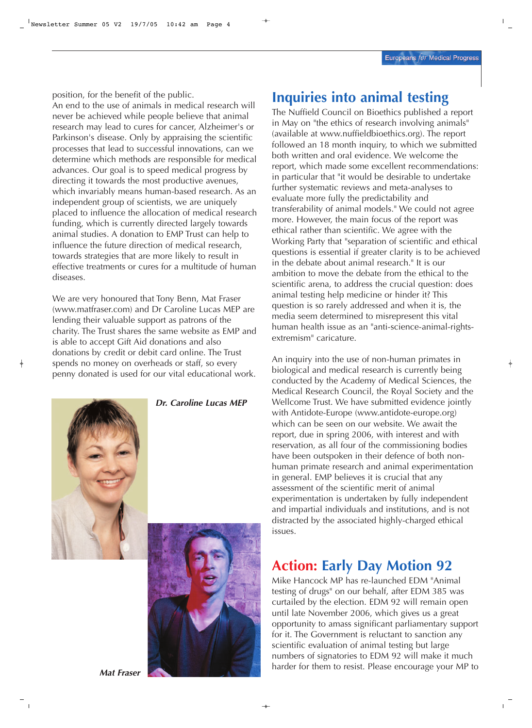position, for the benefit of the public.

An end to the use of animals in medical research will never be achieved while people believe that animal research may lead to cures for cancer, Alzheimer's or Parkinson's disease. Only by appraising the scientific processes that lead to successful innovations, can we determine which methods are responsible for medical advances. Our goal is to speed medical progress by directing it towards the most productive avenues, which invariably means human-based research. As an independent group of scientists, we are uniquely placed to influence the allocation of medical research funding, which is currently directed largely towards animal studies. A donation to EMP Trust can help to influence the future direction of medical research, towards strategies that are more likely to result in effective treatments or cures for a multitude of human diseases.

We are very honoured that Tony Benn, Mat Fraser (www.matfraser.com) and Dr Caroline Lucas MEP are lending their valuable support as patrons of the charity. The Trust shares the same website as EMP and is able to accept Gift Aid donations and also donations by credit or debit card online. The Trust spends no money on overheads or staff, so every penny donated is used for our vital educational work.

***Dr. Caroline Lucas MEP***

***Mat Fraser***

## Inquiries into animal testing

The Nuffield Council on Bioethics published a report in May on "the ethics of research involving animals" (available at www.nuffieldbioethics.org). The report followed an 18 month inquiry, to which we submitted both written and oral evidence. We welcome the report, which made some excellent recommendations: in particular that "it would be desirable to undertake further systematic reviews and meta-analyses to evaluate more fully the predictability and transferability of animal models." We could not agree more. However, the main focus of the report was ethical rather than scientific. We agree with the Working Party that "separation of scientific and ethical questions is essential if greater clarity is to be achieved in the debate about animal research." It is our ambition to move the debate from the ethical to the scientific arena, to address the crucial question: does animal testing help medicine or hinder it? This question is so rarely addressed and when it is, the media seem determined to misrepresent this vital human health issue as an "anti-science-animal-rights-extremism" caricature.

An inquiry into the use of non-human primates in biological and medical research is currently being conducted by the Academy of Medical Sciences, the Medical Research Council, the Royal Society and the Wellcome Trust. We have submitted evidence jointly with Antidote-Europe (www.antidote-europe.org) which can be seen on our website. We await the report, due in spring 2006, with interest and with reservation, as all four of the commissioning bodies have been outspoken in their defence of both non-human primate research and animal experimentation in general. EMP believes it is crucial that any assessment of the scientific merit of animal experimentation is undertaken by fully independent and impartial individuals and institutions, and is not distracted by the associated highly-charged ethical issues.

## Action: Early Day Motion 92

Mike Hancock MP has re-launched EDM "Animal testing of drugs" on our behalf, after EDM 385 was curtailed by the election. EDM 92 will remain open until late November 2006, which gives us a great opportunity to amass significant parliamentary support for it. The Government is reluctant to sanction any scientific evaluation of animal testing but large numbers of signatories to EDM 92 will make it much harder for them to resist. Please encourage your MP to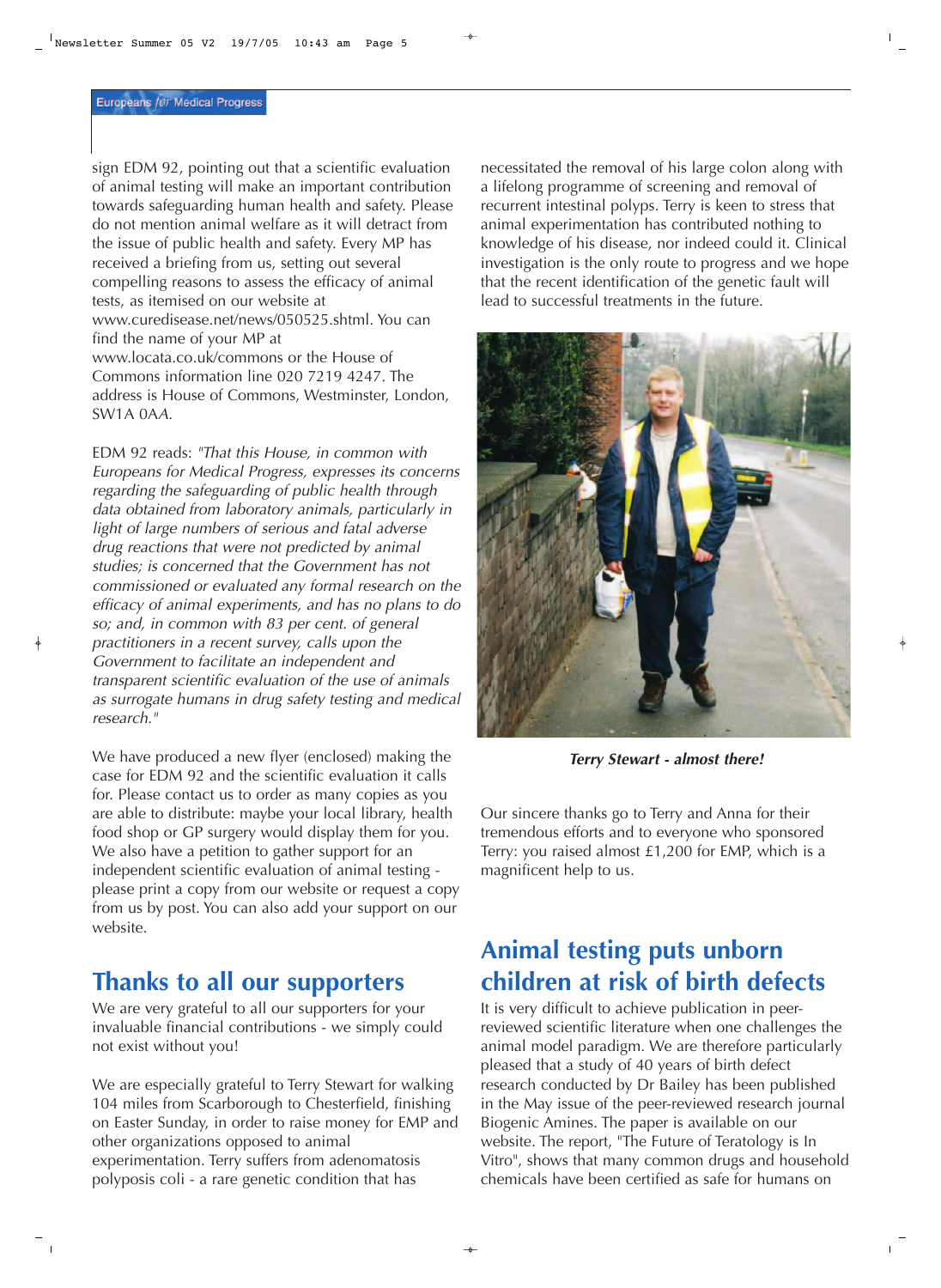sign EDM 92, pointing out that a scientific evaluation of animal testing will make an important contribution towards safeguarding human health and safety. Please do not mention animal welfare as it will detract from the issue of public health and safety. Every MP has received a briefing from us, setting out several compelling reasons to assess the efficacy of animal tests, as itemised on our website at www.curedisease.net/news/050525.shtml. You can find the name of your MP at www.locata.co.uk/commons or the House of Commons information line 020 7219 4247. The address is House of Commons, Westminster, London, SW1A 0AA.

EDM 92 reads: *"That this House, in common with Europeans for Medical Progress, expresses its concerns regarding the safeguarding of public health through data obtained from laboratory animals, particularly in light of large numbers of serious and fatal adverse drug reactions that were not predicted by animal studies; is concerned that the Government has not commissioned or evaluated any formal research on the efficacy of animal experiments, and has no plans to do so; and, in common with 83 per cent. of general practitioners in a recent survey, calls upon the Government to facilitate an independent and transparent scientific evaluation of the use of animals as surrogate humans in drug safety testing and medical research."*

We have produced a new flyer (enclosed) making the case for EDM 92 and the scientific evaluation it calls for. Please contact us to order as many copies as you are able to distribute: maybe your local library, health food shop or GP surgery would display them for you. We also have a petition to gather support for an independent scientific evaluation of animal testing - please print a copy from our website or request a copy from us by post. You can also add your support on our website.

## Thanks to all our supporters

We are very grateful to all our supporters for your invaluable financial contributions - we simply could not exist without you!

We are especially grateful to Terry Stewart for walking 104 miles from Scarborough to Chesterfield, finishing on Easter Sunday, in order to raise money for EMP and other organizations opposed to animal experimentation. Terry suffers from adenomatosis polyposis coli - a rare genetic condition that has necessitated the removal of his large colon along with a lifelong programme of screening and removal of recurrent intestinal polyps. Terry is keen to stress that animal experimentation has contributed nothing to knowledge of his disease, nor indeed could it. Clinical investigation is the only route to progress and we hope that the recent identification of the genetic fault will lead to successful treatments in the future.

***Terry Stewart - almost there!***

Our sincere thanks go to Terry and Anna for their tremendous efforts and to everyone who sponsored Terry: you raised almost £1,200 for EMP, which is a magnificent help to us.

## Animal testing puts unborn children at risk of birth defects

It is very difficult to achieve publication in peer-reviewed scientific literature when one challenges the animal model paradigm. We are therefore particularly pleased that a study of 40 years of birth defect research conducted by Dr Bailey has been published in the May issue of the peer-reviewed research journal Biogenic Amines. The paper is available on our website. The report, "The Future of Teratology is In Vitro", shows that many common drugs and household chemicals have been certified as safe for humans on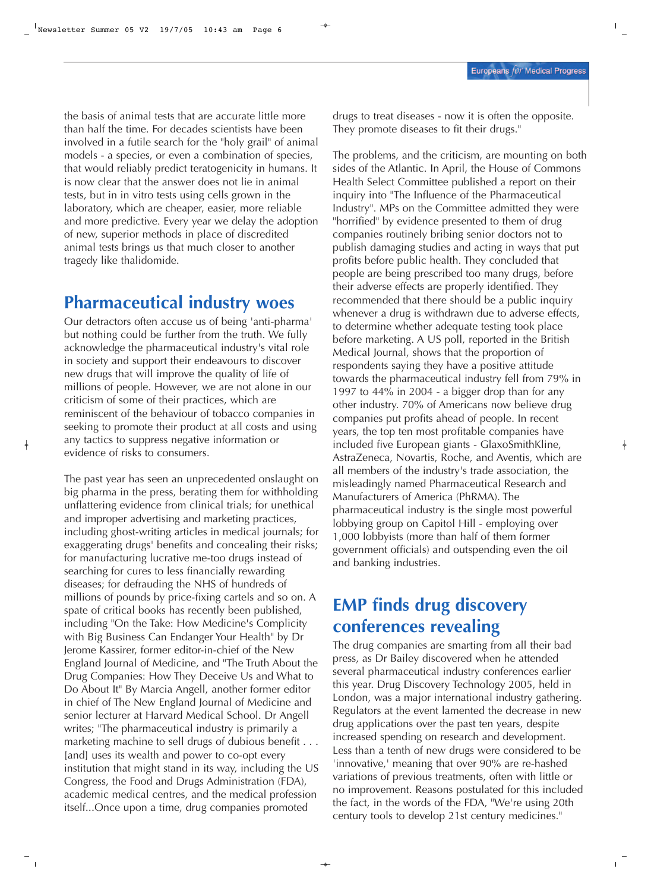the basis of animal tests that are accurate little more than half the time. For decades scientists have been involved in a futile search for the "holy grail" of animal models - a species, or even a combination of species, that would reliably predict teratogenicity in humans. It is now clear that the answer does not lie in animal tests, but in in vitro tests using cells grown in the laboratory, which are cheaper, easier, more reliable and more predictive. Every year we delay the adoption of new, superior methods in place of discredited animal tests brings us that much closer to another tragedy like thalidomide.

## Pharmaceutical industry woes

Our detractors often accuse us of being 'anti-pharma' but nothing could be further from the truth. We fully acknowledge the pharmaceutical industry's vital role in society and support their endeavours to discover new drugs that will improve the quality of life of millions of people. However, we are not alone in our criticism of some of their practices, which are reminiscent of the behaviour of tobacco companies in seeking to promote their product at all costs and using any tactics to suppress negative information or evidence of risks to consumers.

The past year has seen an unprecedented onslaught on big pharma in the press, berating them for withholding unflattering evidence from clinical trials; for unethical and improper advertising and marketing practices, including ghost-writing articles in medical journals; for exaggerating drugs' benefits and concealing their risks; for manufacturing lucrative me-too drugs instead of searching for cures to less financially rewarding diseases; for defrauding the NHS of hundreds of millions of pounds by price-fixing cartels and so on. A spate of critical books has recently been published, including "On the Take: How Medicine's Complicity with Big Business Can Endanger Your Health" by Dr Jerome Kassirer, former editor-in-chief of the New England Journal of Medicine, and "The Truth About the Drug Companies: How They Deceive Us and What to Do About It" By Marcia Angell, another former editor in chief of The New England Journal of Medicine and senior lecturer at Harvard Medical School. Dr Angell writes; "The pharmaceutical industry is primarily a marketing machine to sell drugs of dubious benefit . . . [and] uses its wealth and power to co-opt every institution that might stand in its way, including the US Congress, the Food and Drugs Administration (FDA), academic medical centres, and the medical profession itself...Once upon a time, drug companies promoted drugs to treat diseases - now it is often the opposite. They promote diseases to fit their drugs."

The problems, and the criticism, are mounting on both sides of the Atlantic. In April, the House of Commons Health Select Committee published a report on their inquiry into "The Influence of the Pharmaceutical Industry". MPs on the Committee admitted they were "horrified" by evidence presented to them of drug companies routinely bribing senior doctors not to publish damaging studies and acting in ways that put profits before public health. They concluded that people are being prescribed too many drugs, before their adverse effects are properly identified. They recommended that there should be a public inquiry whenever a drug is withdrawn due to adverse effects, to determine whether adequate testing took place before marketing. A US poll, reported in the British Medical Journal, shows that the proportion of respondents saying they have a positive attitude towards the pharmaceutical industry fell from 79% in 1997 to 44% in 2004 - a bigger drop than for any other industry. 70% of Americans now believe drug companies put profits ahead of people. In recent years, the top ten most profitable companies have included five European giants - GlaxoSmithKline, AstraZeneca, Novartis, Roche, and Aventis, which are all members of the industry's trade association, the misleadingly named Pharmaceutical Research and Manufacturers of America (PhRMA). The pharmaceutical industry is the single most powerful lobbying group on Capitol Hill - employing over 1,000 lobbyists (more than half of them former government officials) and outspending even the oil and banking industries.

## EMP finds drug discovery conferences revealing

The drug companies are smarting from all their bad press, as Dr Bailey discovered when he attended several pharmaceutical industry conferences earlier this year. Drug Discovery Technology 2005, held in London, was a major international industry gathering. Regulators at the event lamented the decrease in new drug applications over the past ten years, despite increased spending on research and development. Less than a tenth of new drugs were considered to be 'innovative,' meaning that over 90% are re-hashed variations of previous treatments, often with little or no improvement. Reasons postulated for this included the fact, in the words of the FDA, "We're using 20th century tools to develop 21st century medicines."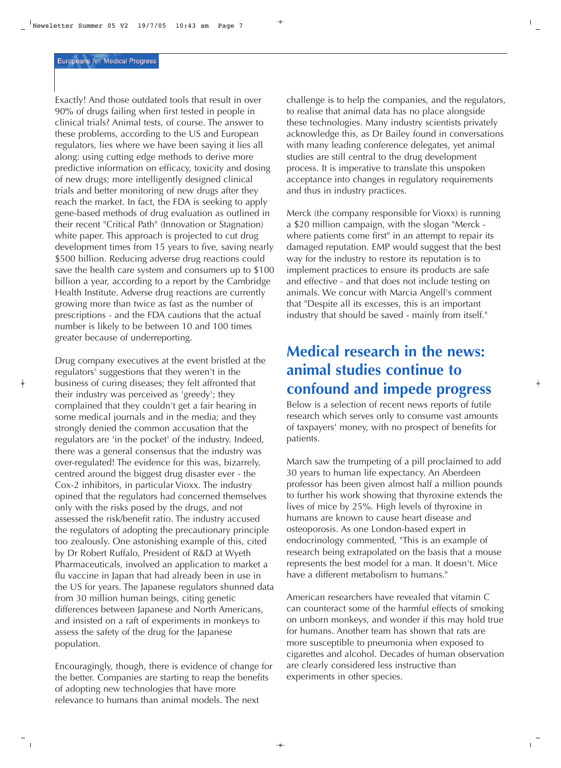Exactly! And those outdated tools that result in over 90% of drugs failing when first tested in people in clinical trials? Animal tests, of course. The answer to these problems, according to the US and European regulators, lies where we have been saying it lies all along: using cutting edge methods to derive more predictive information on efficacy, toxicity and dosing of new drugs; more intelligently designed clinical trials and better monitoring of new drugs after they reach the market. In fact, the FDA is seeking to apply gene-based methods of drug evaluation as outlined in their recent "Critical Path" (Innovation or Stagnation) white paper. This approach is projected to cut drug development times from 15 years to five, saving nearly $500 billion. Reducing adverse drug reactions could save the health care system and consumers up to $100 billion a year, according to a report by the Cambridge Health Institute. Adverse drug reactions are currently growing more than twice as fast as the number of prescriptions - and the FDA cautions that the actual number is likely to be between 10 and 100 times greater because of underreporting.

Drug company executives at the event bristled at the regulators' suggestions that they weren't in the business of curing diseases; they felt affronted that their industry was perceived as 'greedy'; they complained that they couldn't get a fair hearing in some medical journals and in the media; and they strongly denied the common accusation that the regulators are 'in the pocket' of the industry. Indeed, there was a general consensus that the industry was over-regulated! The evidence for this was, bizarrely, centred around the biggest drug disaster ever - the Cox-2 inhibitors, in particular Vioxx. The industry opined that the regulators had concerned themselves only with the risks posed by the drugs, and not assessed the risk/benefit ratio. The industry accused the regulators of adopting the precautionary principle too zealously. One astonishing example of this, cited by Dr Robert Ruffalo, President of R&D at Wyeth Pharmaceuticals, involved an application to market a flu vaccine in Japan that had already been in use in the US for years. The Japanese regulators shunned data from 30 million human beings, citing genetic differences between Japanese and North Americans, and insisted on a raft of experiments in monkeys to assess the safety of the drug for the Japanese population.

Encouragingly, though, there is evidence of change for the better. Companies are starting to reap the benefits of adopting new technologies that have more relevance to humans than animal models. The next challenge is to help the companies, and the regulators, to realise that animal data has no place alongside these technologies. Many industry scientists privately acknowledge this, as Dr Bailey found in conversations with many leading conference delegates, yet animal studies are still central to the drug development process. It is imperative to translate this unspoken acceptance into changes in regulatory requirements and thus in industry practices.

Merck (the company responsible for Vioxx) is running a $20 million campaign, with the slogan "Merck - where patients come first" in an attempt to repair its damaged reputation. EMP would suggest that the best way for the industry to restore its reputation is to implement practices to ensure its products are safe and effective - and that does not include testing on animals. We concur with Marcia Angell's comment that "Despite all its excesses, this is an important industry that should be saved - mainly from itself."

## Medical research in the news: animal studies continue to confound and impede progress

Below is a selection of recent news reports of futile research which serves only to consume vast amounts of taxpayers' money, with no prospect of benefits for patients.

March saw the trumpeting of a pill proclaimed to add 30 years to human life expectancy. An Aberdeen professor has been given almost half a million pounds to further his work showing that thyroxine extends the lives of mice by 25%. High levels of thyroxine in humans are known to cause heart disease and osteoporosis. As one London-based expert in endocrinology commented, "This is an example of research being extrapolated on the basis that a mouse represents the best model for a man. It doesn't. Mice have a different metabolism to humans."

American researchers have revealed that vitamin C can counteract some of the harmful effects of smoking on unborn monkeys, and wonder if this may hold true for humans. Another team has shown that rats are more susceptible to pneumonia when exposed to cigarettes and alcohol. Decades of human observation are clearly considered less instructive than experiments in other species.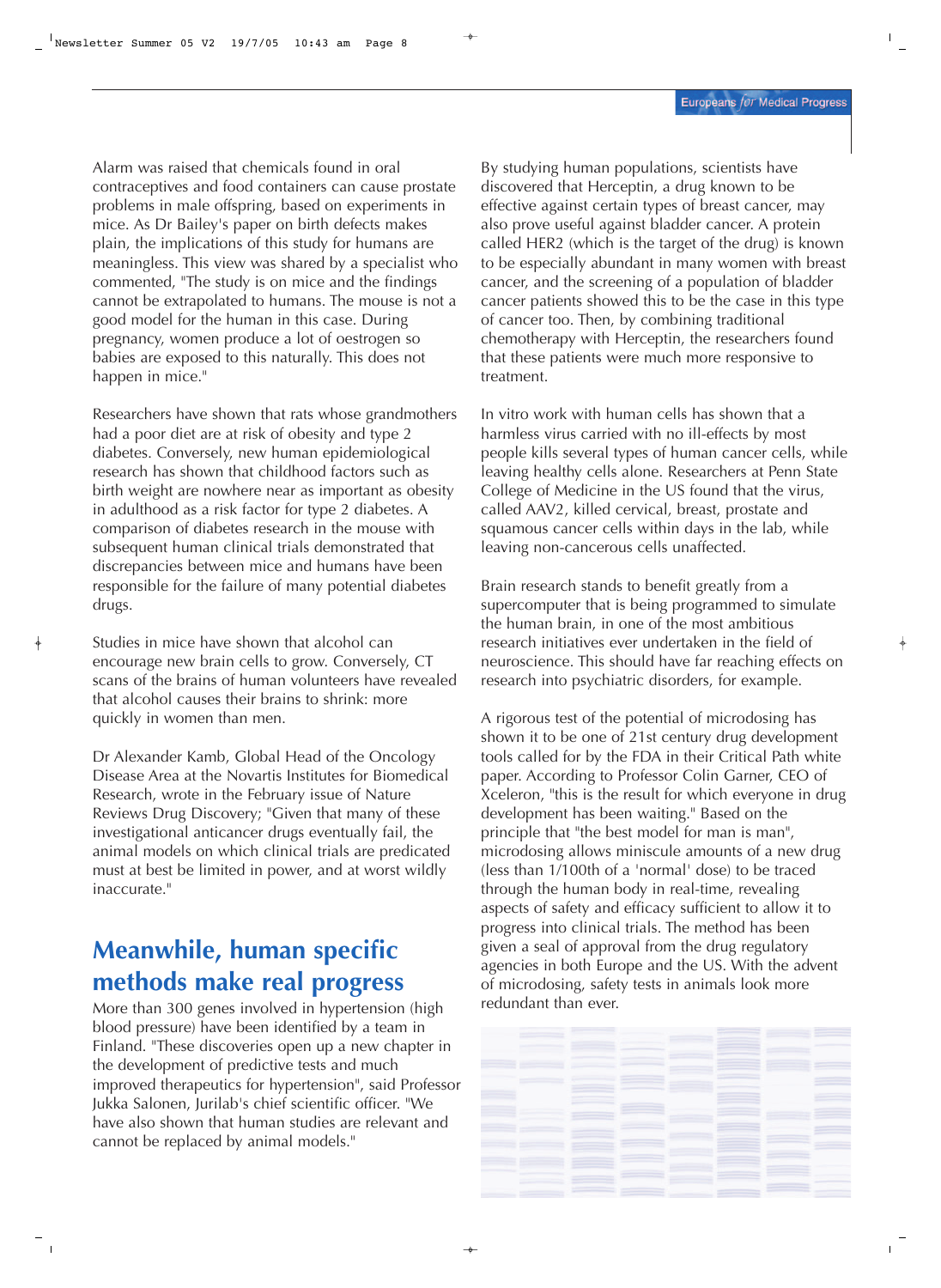Alarm was raised that chemicals found in oral contraceptives and food containers can cause prostate problems in male offspring, based on experiments in mice. As Dr Bailey's paper on birth defects makes plain, the implications of this study for humans are meaningless. This view was shared by a specialist who commented, "The study is on mice and the findings cannot be extrapolated to humans. The mouse is not a good model for the human in this case. During pregnancy, women produce a lot of oestrogen so babies are exposed to this naturally. This does not happen in mice."

Researchers have shown that rats whose grandmothers had a poor diet are at risk of obesity and type 2 diabetes. Conversely, new human epidemiological research has shown that childhood factors such as birth weight are nowhere near as important as obesity in adulthood as a risk factor for type 2 diabetes. A comparison of diabetes research in the mouse with subsequent human clinical trials demonstrated that discrepancies between mice and humans have been responsible for the failure of many potential diabetes drugs.

Studies in mice have shown that alcohol can encourage new brain cells to grow. Conversely, CT scans of the brains of human volunteers have revealed that alcohol causes their brains to shrink: more quickly in women than men.

Dr Alexander Kamb, Global Head of the Oncology Disease Area at the Novartis Institutes for Biomedical Research, wrote in the February issue of Nature Reviews Drug Discovery; "Given that many of these investigational anticancer drugs eventually fail, the animal models on which clinical trials are predicated must at best be limited in power, and at worst wildly inaccurate."

## Meanwhile, human specific methods make real progress

More than 300 genes involved in hypertension (high blood pressure) have been identified by a team in Finland. "These discoveries open up a new chapter in the development of predictive tests and much improved therapeutics for hypertension", said Professor Jukka Salonen, Jurilab's chief scientific officer. "We have also shown that human studies are relevant and cannot be replaced by animal models."

By studying human populations, scientists have discovered that Herceptin, a drug known to be effective against certain types of breast cancer, may also prove useful against bladder cancer. A protein called HER2 (which is the target of the drug) is known to be especially abundant in many women with breast cancer, and the screening of a population of bladder cancer patients showed this to be the case in this type of cancer too. Then, by combining traditional chemotherapy with Herceptin, the researchers found that these patients were much more responsive to treatment.

In vitro work with human cells has shown that a harmless virus carried with no ill-effects by most people kills several types of human cancer cells, while leaving healthy cells alone. Researchers at Penn State College of Medicine in the US found that the virus, called AAV2, killed cervical, breast, prostate and squamous cancer cells within days in the lab, while leaving non-cancerous cells unaffected.

Brain research stands to benefit greatly from a supercomputer that is being programmed to simulate the human brain, in one of the most ambitious research initiatives ever undertaken in the field of neuroscience. This should have far reaching effects on research into psychiatric disorders, for example.

A rigorous test of the potential of microdosing has shown it to be one of 21st century drug development tools called for by the FDA in their Critical Path white paper. According to Professor Colin Garner, CEO of Xceleron, "this is the result for which everyone in drug development has been waiting." Based on the principle that "the best model for man is man", microdosing allows miniscule amounts of a new drug (less than 1/100th of a 'normal' dose) to be traced through the human body in real-time, revealing aspects of safety and efficacy sufficient to allow it to progress into clinical trials. The method has been given a seal of approval from the drug regulatory agencies in both Europe and the US. With the advent of microdosing, safety tests in animals look more redundant than ever.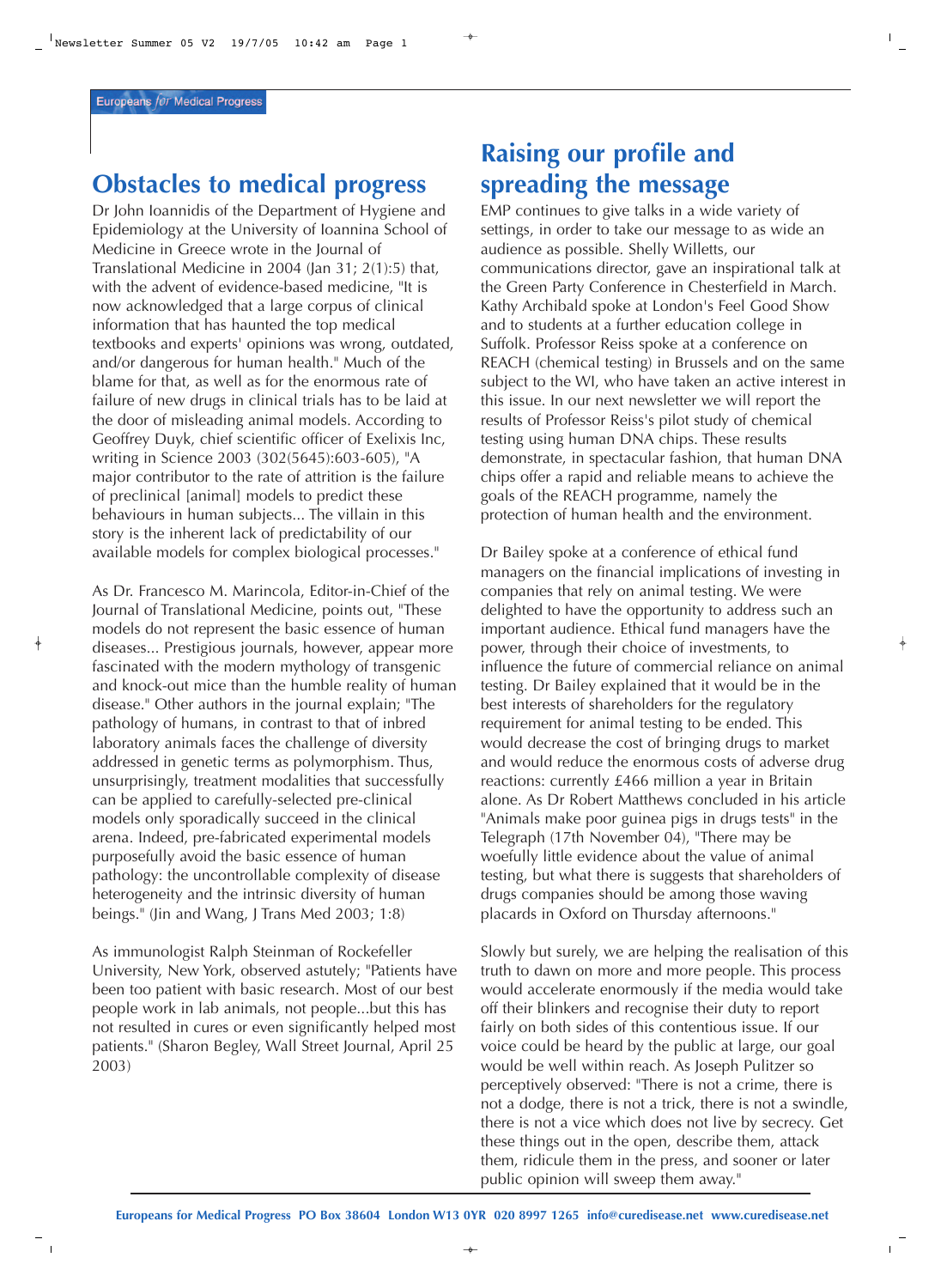## Obstacles to medical progress

Dr John Ioannidis of the Department of Hygiene and Epidemiology at the University of Ioannina School of Medicine in Greece wrote in the Journal of Translational Medicine in 2004 (Jan 31; 2(1):5) that, with the advent of evidence-based medicine, "It is now acknowledged that a large corpus of clinical information that has haunted the top medical textbooks and experts' opinions was wrong, outdated, and/or dangerous for human health." Much of the blame for that, as well as for the enormous rate of failure of new drugs in clinical trials has to be laid at the door of misleading animal models. According to Geoffrey Duyk, chief scientific officer of Exelixis Inc, writing in Science 2003 (302(5645):603-605), "A major contributor to the rate of attrition is the failure of preclinical [animal] models to predict these behaviours in human subjects... The villain in this story is the inherent lack of predictability of our available models for complex biological processes."

As Dr. Francesco M. Marincola, Editor-in-Chief of the Journal of Translational Medicine, points out, "These models do not represent the basic essence of human diseases... Prestigious journals, however, appear more fascinated with the modern mythology of transgenic and knock-out mice than the humble reality of human disease." Other authors in the journal explain; "The pathology of humans, in contrast to that of inbred laboratory animals faces the challenge of diversity addressed in genetic terms as polymorphism. Thus, unsurprisingly, treatment modalities that successfully can be applied to carefully-selected pre-clinical models only sporadically succeed in the clinical arena. Indeed, pre-fabricated experimental models purposefully avoid the basic essence of human pathology: the uncontrollable complexity of disease heterogeneity and the intrinsic diversity of human beings." (Jin and Wang, J Trans Med 2003; 1:8)

As immunologist Ralph Steinman of Rockefeller University, New York, observed astutely; "Patients have been too patient with basic research. Most of our best people work in lab animals, not people...but this has not resulted in cures or even significantly helped most patients." (Sharon Begley, Wall Street Journal, April 25 2003)

## Raising our profile and spreading the message

EMP continues to give talks in a wide variety of settings, in order to take our message to as wide an audience as possible. Shelly Willetts, our communications director, gave an inspirational talk at the Green Party Conference in Chesterfield in March. Kathy Archibald spoke at London's Feel Good Show and to students at a further education college in Suffolk. Professor Reiss spoke at a conference on REACH (chemical testing) in Brussels and on the same subject to the WI, who have taken an active interest in this issue. In our next newsletter we will report the results of Professor Reiss's pilot study of chemical testing using human DNA chips. These results demonstrate, in spectacular fashion, that human DNA chips offer a rapid and reliable means to achieve the goals of the REACH programme, namely the protection of human health and the environment.

Dr Bailey spoke at a conference of ethical fund managers on the financial implications of investing in companies that rely on animal testing. We were delighted to have the opportunity to address such an important audience. Ethical fund managers have the power, through their choice of investments, to influence the future of commercial reliance on animal testing. Dr Bailey explained that it would be in the best interests of shareholders for the regulatory requirement for animal testing to be ended. This would decrease the cost of bringing drugs to market and would reduce the enormous costs of adverse drug reactions: currently £466 million a year in Britain alone. As Dr Robert Matthews concluded in his article "Animals make poor guinea pigs in drugs tests" in the Telegraph (17th November 04), "There may be woefully little evidence about the value of animal testing, but what there is suggests that shareholders of drugs companies should be among those waving placards in Oxford on Thursday afternoons."

Slowly but surely, we are helping the realisation of this truth to dawn on more and more people. This process would accelerate enormously if the media would take off their blinkers and recognise their duty to report fairly on both sides of this contentious issue. If our voice could be heard by the public at large, our goal would be well within reach. As Joseph Pulitzer so perceptively observed: "There is not a crime, there is not a dodge, there is not a trick, there is not a swindle, there is not a vice which does not live by secrecy. Get these things out in the open, describe them, attack them, ridicule them in the press, and sooner or later public opinion will sweep them away."

**Europeans for Medical Progress PO Box 38604 London W13 0YR 020 8997 1265 info@curedisease.net www.curedisease.net**